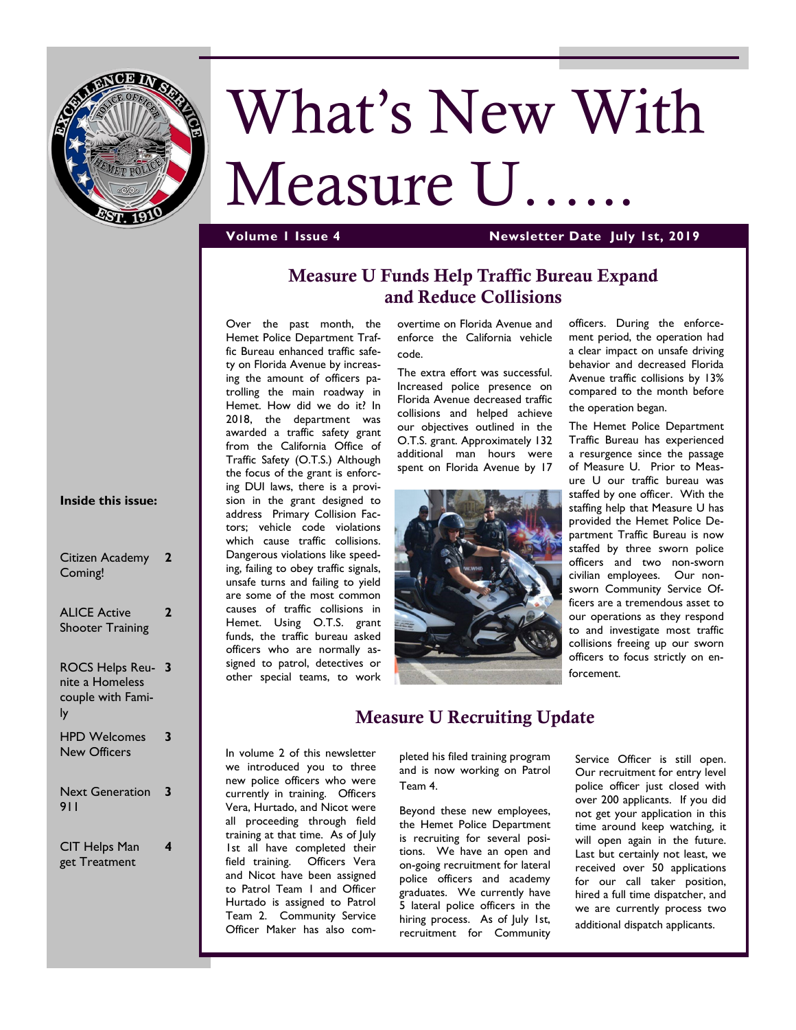# What's New With Measure U……

**Volume 1 Issue 4** **Newsletter Date July 1st, 2019**

**Inside this issue:**

| | |
|---|---|
| Citizen Academy Coming! | 2 |
| ALICE Active Shooter Training | 2 |
| ROCS Helps Reunite a Homeless couple with Family | 3 |
| HPD Welcomes New Officers | 3 |
| Next Generation 911 | 3 |
| CIT Helps Man get Treatment | 4 |

## Measure U Funds Help Traffic Bureau Expand and Reduce Collisions

Over the past month, the Hemet Police Department Traffic Bureau enhanced traffic safety on Florida Avenue by increasing the amount of officers patrolling the main roadway in Hemet. How did we do it? In 2018, the department was awarded a traffic safety grant from the California Office of Traffic Safety (O.T.S.) Although the focus of the grant is enforcing DUI laws, there is a provision in the grant designed to address Primary Collision Factors; vehicle code violations which cause traffic collisions. Dangerous violations like speeding, failing to obey traffic signals, unsafe turns and failing to yield are some of the most common causes of traffic collisions in Hemet. Using O.T.S. grant funds, the traffic bureau asked officers who are normally assigned to patrol, detectives or other special teams, to work overtime on Florida Avenue and enforce the California vehicle code.

The extra effort was successful. Increased police presence on Florida Avenue decreased traffic collisions and helped achieve our objectives outlined in the O.T.S. grant. Approximately 132 additional man hours were spent on Florida Avenue by 17 officers. During the enforcement period, the operation had a clear impact on unsafe driving behavior and decreased Florida Avenue traffic collisions by 13% compared to the month before the operation began.

The Hemet Police Department Traffic Bureau has experienced a resurgence since the passage of Measure U. Prior to Measure U our traffic bureau was staffed by one officer. With the staffing help that Measure U has provided the Hemet Police Department Traffic Bureau is now staffed by three sworn police officers and two non-sworn civilian employees. Our non-sworn Community Service Officers are a tremendous asset to our operations as they respond to and investigate most traffic collisions freeing up our sworn officers to focus strictly on enforcement.

## Measure U Recruiting Update

In volume 2 of this newsletter we introduced you to three new police officers who were currently in training. Officers Vera, Hurtado, and Nicot were all proceeding through field training at that time. As of July 1st all have completed their field training. Officers Vera and Nicot have been assigned to Patrol Team 1 and Officer Hurtado is assigned to Patrol Team 2. Community Service Officer Maker has also completed his filed training program and is now working on Patrol Team 4.

Beyond these new employees, the Hemet Police Department is recruiting for several positions. We have an open and on-going recruitment for lateral police officers and academy graduates. We currently have 5 lateral police officers in the hiring process. As of July 1st, recruitment for Community Service Officer is still open. Our recruitment for entry level police officer just closed with over 200 applicants. If you did not get your application in this time around keep watching, it will open again in the future. Last but certainly not least, we received over 50 applications for our call taker position, hired a full time dispatcher, and we are currently process two additional dispatch applicants.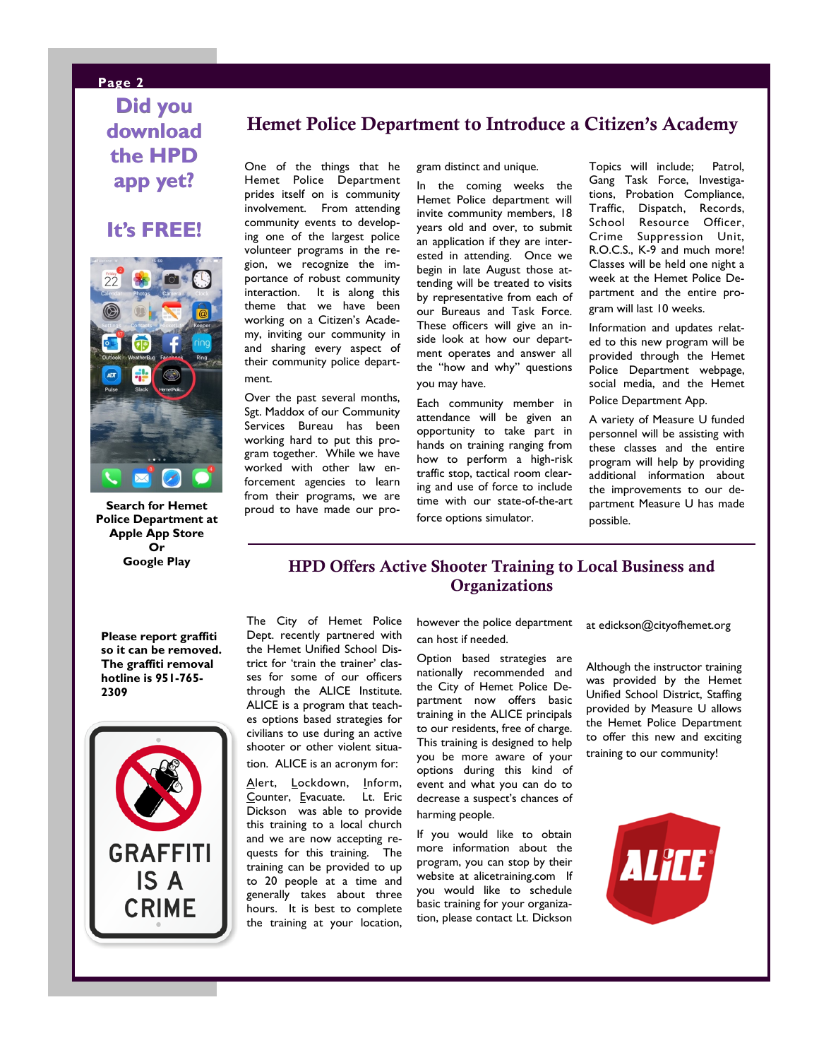## Did you download the HPD app yet?

## It's FREE!

**Search for Hemet Police Department at Apple App Store Or Google Play**

**Please report graffiti so it can be removed. The graffiti removal hotline is 951-765-2309**

GRAFFITI IS A CRIME

# Hemet Police Department to Introduce a Citizen's Academy

One of the things that he Hemet Police Department prides itself on is community involvement. From attending community events to developing one of the largest police volunteer programs in the region, we recognize the importance of robust community interaction. It is along this theme that we have been working on a Citizen's Academy, inviting our community in and sharing every aspect of their community police department.

Over the past several months, Sgt. Maddox of our Community Services Bureau has been working hard to put this program together. While we have worked with other law enforcement agencies to learn from their programs, we are proud to have made our program distinct and unique.

In the coming weeks the Hemet Police department will invite community members, 18 years old and over, to submit an application if they are interested in attending. Once we begin in late August those attending will be treated to visits by representative from each of our Bureaus and Task Force. These officers will give an inside look at how our department operates and answer all the "how and why" questions you may have.

Each community member in attendance will be given an opportunity to take part in hands on training ranging from how to perform a high-risk traffic stop, tactical room clearing and use of force to include time with our state-of-the-art force options simulator.

Topics will include; Patrol, Gang Task Force, Investigations, Probation Compliance, Traffic, Dispatch, Records, School Resource Officer, Crime Suppression Unit, R.O.C.S., K-9 and much more! Classes will be held one night a week at the Hemet Police Department and the entire program will last 10 weeks.

Information and updates related to this new program will be provided through the Hemet Police Department webpage, social media, and the Hemet Police Department App.

A variety of Measure U funded personnel will be assisting with these classes and the entire program will help by providing additional information about the improvements to our department Measure U has made possible.

# HPD Offers Active Shooter Training to Local Business and Organizations

The City of Hemet Police Dept. recently partnered with the Hemet Unified School District for 'train the trainer' classes for some of our officers through the ALICE Institute. ALICE is a program that teaches options based strategies for civilians to use during an active shooter or other violent situation. ALICE is an acronym for:

Alert, Lockdown, Inform, Counter, Evacuate. Lt. Eric Dickson was able to provide this training to a local church and we are now accepting requests for this training. The training can be provided to up to 20 people at a time and generally takes about three hours. It is best to complete the training at your location, however the police department can host if needed.

Option based strategies are nationally recommended and the City of Hemet Police Department now offers basic training in the ALICE principals to our residents, free of charge. This training is designed to help you be more aware of your options during this kind of event and what you can do to decrease a suspect's chances of harming people.

If you would like to obtain more information about the program, you can stop by their website at alicetraining.com If you would like to schedule basic training for your organization, please contact Lt. Dickson at edickson@cityofhemet.org

Although the instructor training was provided by the Hemet Unified School District, Staffing provided by Measure U allows the Hemet Police Department to offer this new and exciting training to our community!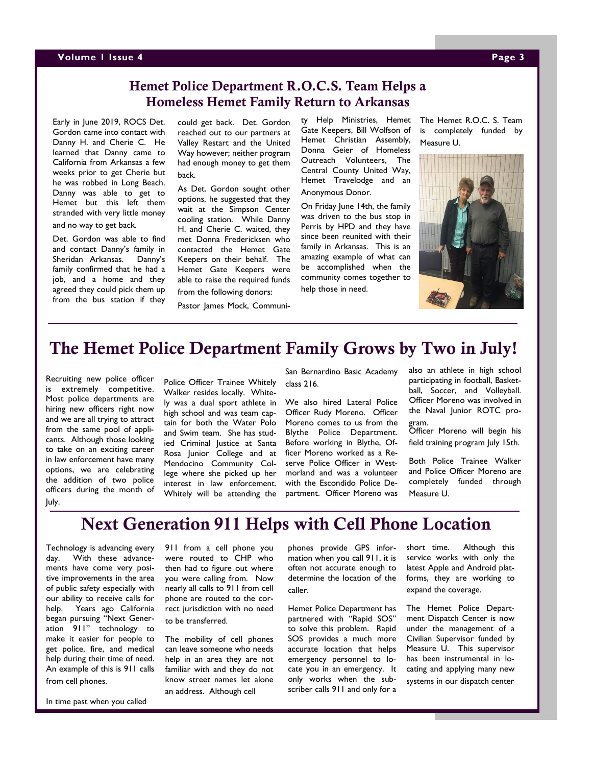## Hemet Police Department R.O.C.S. Team Helps a Homeless Hemet Family Return to Arkansas

Early in June 2019, ROCS Det. Gordon came into contact with Danny H. and Cherie C. He learned that Danny came to California from Arkansas a few weeks prior to get Cherie but he was robbed in Long Beach. Danny was able to get to Hemet but this left them stranded with very little money and no way to get back.

Det. Gordon was able to find and contact Danny's family in Sheridan Arkansas. Danny's family confirmed that he had a job, and a home and they agreed they could pick them up from the bus station if they could get back. Det. Gordon reached out to our partners at Valley Restart and the United Way however; neither program had enough money to get them back.

As Det. Gordon sought other options, he suggested that they wait at the Simpson Center cooling station. While Danny H. and Cherie C. waited, they met Donna Fredericksen who contacted the Hemet Gate Keepers on their behalf. The Hemet Gate Keepers were able to raise the required funds from the following donors:

Pastor James Mock, Community Help Ministries, Hemet Gate Keepers, Bill Wolfson of Hemet Christian Assembly, Donna Geier of Homeless Outreach Volunteers, The Central County United Way, Hemet Travelodge and an Anonymous Donor.

On Friday June 14th, the family was driven to the bus stop in Perris by HPD and they have since been reunited with their family in Arkansas. This is an amazing example of what can be accomplished when the community comes together to help those in need.

The Hemet R.O.C. S. Team is completely funded by Measure U.

## The Hemet Police Department Family Grows by Two in July!

Recruiting new police officer is extremely competitive. Most police departments are hiring new officers right now and we are all trying to attract from the same pool of applicants. Although those looking to take on an exciting career in law enforcement have many options, we are celebrating the addition of two police officers during the month of July.

Police Officer Trainee Whitely Walker resides locally. Whitely was a dual sport athlete in high school and was team captain for both the Water Polo and Swim team. She has studied Criminal Justice at Santa Rosa Junior College and at Mendocino Community College where she picked up her interest in law enforcement. Whitely will be attending the San Bernardino Basic Academy class 216.

We also hired Lateral Police Officer Rudy Moreno. Officer Moreno comes to us from the Blythe Police Department. Before working in Blythe, Officer Moreno worked as a Reserve Police Officer in Westmorland and was a volunteer with the Escondido Police Department. Officer Moreno was also an athlete in high school participating in football, Basketball, Soccer, and Volleyball. Officer Moreno was involved in the Naval Junior ROTC program.

Officer Moreno will begin his field training program July 15th.

Both Police Trainee Walker and Police Officer Moreno are completely funded through Measure U.

## Next Generation 911 Helps with Cell Phone Location

Technology is advancing every day. With these advancements have come very positive improvements in the area of public safety especially with our ability to receive calls for help. Years ago California began pursuing "Next Generation 911" technology to make it easier for people to get police, fire, and medical help during their time of need. An example of this is 911 calls from cell phones.

In time past when you called 911 from a cell phone you were routed to CHP who then had to figure out where you were calling from. Now nearly all calls to 911 from cell phone are routed to the correct jurisdiction with no need to be transferred.

The mobility of cell phones can leave someone who needs help in an area they are not familiar with and they do not know street names let alone an address. Although cell phones provide GPS information when you call 911, it is often not accurate enough to determine the location of the caller.

Hemet Police Department has partnered with "Rapid SOS" to solve this problem. Rapid SOS provides a much more accurate location that helps emergency personnel to locate you in an emergency. It only works when the subscriber calls 911 and only for a short time. Although this service works with only the latest Apple and Android platforms, they are working to expand the coverage.

The Hemet Police Department Dispatch Center is now under the management of a Civilian Supervisor funded by Measure U. This supervisor has been instrumental in locating and applying many new systems in our dispatch center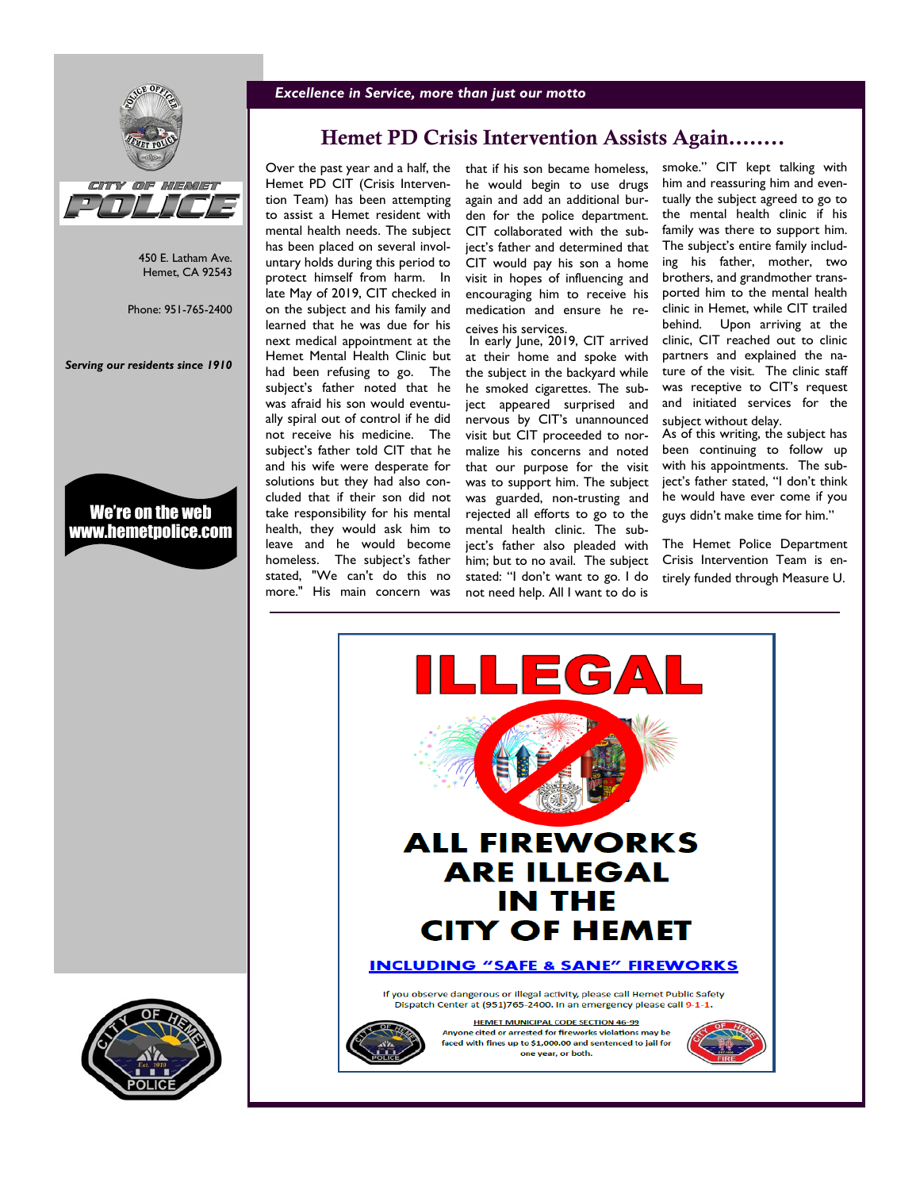CITY OF HEMET POLICE

450 E. Latham Ave.
Hemet, CA 92543

Phone: 951-765-2400

*Serving our residents since 1910*

We're on the web
www.hemetpolice.com

*Excellence in Service, more than just our motto*

## Hemet PD Crisis Intervention Assists Again……..

Over the past year and a half, the Hemet PD CIT (Crisis Intervention Team) has been attempting to assist a Hemet resident with mental health needs. The subject has been placed on several involuntary holds during this period to protect himself from harm. In late May of 2019, CIT checked in on the subject and his family and learned that he was due for his next medical appointment at the Hemet Mental Health Clinic but had been refusing to go. The subject's father noted that he was afraid his son would eventually spiral out of control if he did not receive his medicine. The subject's father told CIT that he and his wife were desperate for solutions but they had also concluded that if their son did not take responsibility for his mental health, they would ask him to leave and he would become homeless. The subject's father stated, "We can't do this no more." His main concern was that if his son became homeless, he would begin to use drugs again and add an additional burden for the police department. CIT collaborated with the subject's father and determined that CIT would pay his son a home visit in hopes of influencing and encouraging him to receive his medication and ensure he receives his services.

In early June, 2019, CIT arrived at their home and spoke with the subject in the backyard while he smoked cigarettes. The subject appeared surprised and nervous by CIT's unannounced visit but CIT proceeded to normalize his concerns and noted that our purpose for the visit was to support him. The subject was guarded, non-trusting and rejected all efforts to go to the mental health clinic. The subject's father also pleaded with him; but to no avail. The subject stated: "I don't want to go. I do not need help. All I want to do is smoke." CIT kept talking with him and reassuring him and eventually the subject agreed to go to the mental health clinic if his family was there to support him. The subject's entire family including his father, mother, two brothers, and grandmother transported him to the mental health clinic in Hemet, while CIT trailed behind. Upon arriving at the clinic, CIT reached out to clinic partners and explained the nature of the visit. The clinic staff was receptive to CIT's request and initiated services for the subject without delay.

As of this writing, the subject has been continuing to follow up with his appointments. The subject's father stated, "I don't think he would have ever come if you guys didn't make time for him."

The Hemet Police Department Crisis Intervention Team is entirely funded through Measure U.

---

# ILLEGAL

## ALL FIREWORKS ARE ILLEGAL IN THE CITY OF HEMET

**INCLUDING "SAFE & SANE" FIREWORKS**

If you observe dangerous or illegal activity, please call Hemet Public Safety Dispatch Center at (951)765-2400. In an emergency please call 9-1-1.

HEMET MUNICIPAL CODE SECTION 46-99

Anyone cited or arrested for fireworks violations may be faced with fines up to $1,000.00 and sentenced to jail for one year, or both.